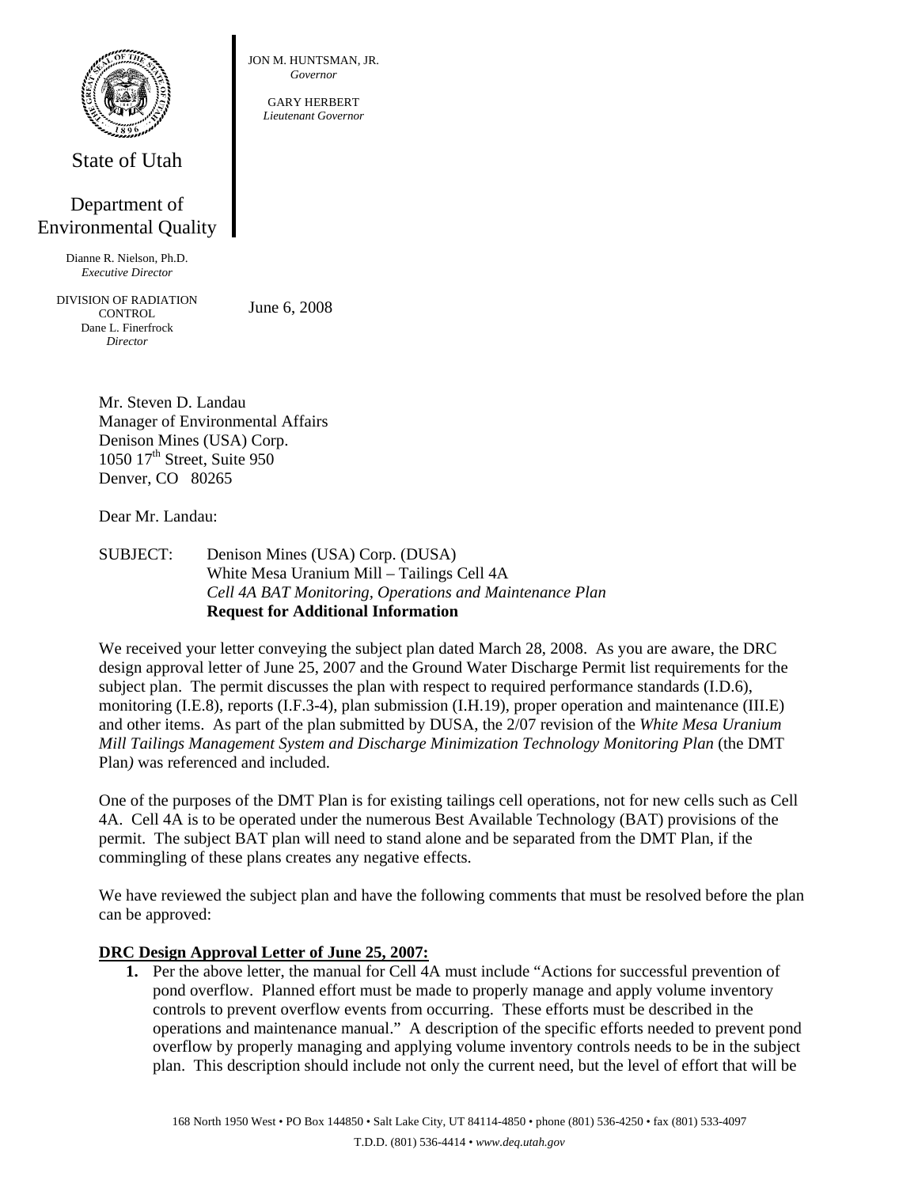State of Utah

Department of Environmental Quality

Dianne R. Nielson, Ph.D.
*Executive Director*

DIVISION OF RADIATION CONTROL
Dane L. Finerfrock
*Director*

JON M. HUNTSMAN, JR.
*Governor*

GARY HERBERT
*Lieutenant Governor*

June 6, 2008

Mr. Steven D. Landau
Manager of Environmental Affairs
Denison Mines (USA) Corp.
1050 17th Street, Suite 950
Denver, CO 80265

Dear Mr. Landau:

SUBJECT: Denison Mines (USA) Corp. (DUSA)
White Mesa Uranium Mill – Tailings Cell 4A
*Cell 4A BAT Monitoring, Operations and Maintenance Plan*
**Request for Additional Information**

We received your letter conveying the subject plan dated March 28, 2008. As you are aware, the DRC design approval letter of June 25, 2007 and the Ground Water Discharge Permit list requirements for the subject plan. The permit discusses the plan with respect to required performance standards (I.D.6), monitoring (I.E.8), reports (I.F.3-4), plan submission (I.H.19), proper operation and maintenance (III.E) and other items. As part of the plan submitted by DUSA, the 2/07 revision of the *White Mesa Uranium Mill Tailings Management System and Discharge Minimization Technology Monitoring Plan* (the DMT Plan*)* was referenced and included.

One of the purposes of the DMT Plan is for existing tailings cell operations, not for new cells such as Cell 4A. Cell 4A is to be operated under the numerous Best Available Technology (BAT) provisions of the permit. The subject BAT plan will need to stand alone and be separated from the DMT Plan, if the commingling of these plans creates any negative effects.

We have reviewed the subject plan and have the following comments that must be resolved before the plan can be approved:

**DRC Design Approval Letter of June 25, 2007:**

1. Per the above letter, the manual for Cell 4A must include "Actions for successful prevention of pond overflow. Planned effort must be made to properly manage and apply volume inventory controls to prevent overflow events from occurring. These efforts must be described in the operations and maintenance manual." A description of the specific efforts needed to prevent pond overflow by properly managing and applying volume inventory controls needs to be in the subject plan. This description should include not only the current need, but the level of effort that will be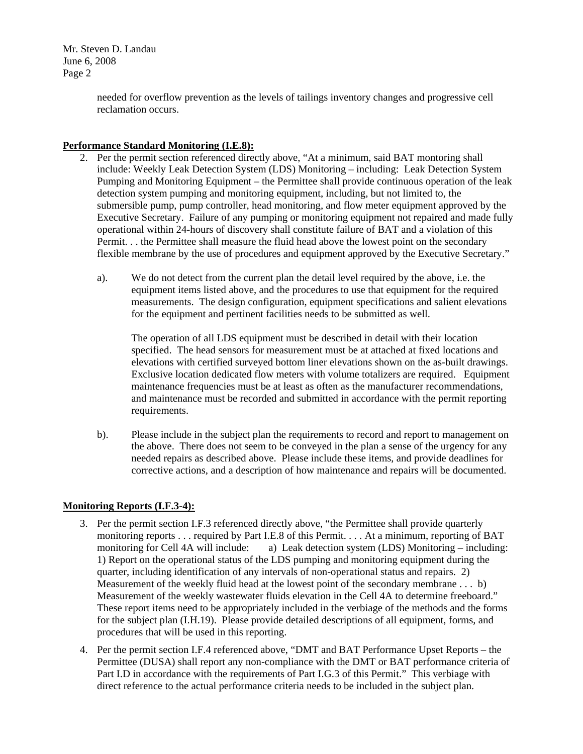needed for overflow prevention as the levels of tailings inventory changes and progressive cell reclamation occurs.

**Performance Standard Monitoring (I.E.8):**

2. Per the permit section referenced directly above, "At a minimum, said BAT montoring shall include: Weekly Leak Detection System (LDS) Monitoring – including: Leak Detection System Pumping and Monitoring Equipment – the Permittee shall provide continuous operation of the leak detection system pumping and monitoring equipment, including, but not limited to, the submersible pump, pump controller, head monitoring, and flow meter equipment approved by the Executive Secretary. Failure of any pumping or monitoring equipment not repaired and made fully operational within 24-hours of discovery shall constitute failure of BAT and a violation of this Permit. . . the Permittee shall measure the fluid head above the lowest point on the secondary flexible membrane by the use of procedures and equipment approved by the Executive Secretary."

   a). We do not detect from the current plan the detail level required by the above, i.e. the equipment items listed above, and the procedures to use that equipment for the required measurements. The design configuration, equipment specifications and salient elevations for the equipment and pertinent facilities needs to be submitted as well.

   The operation of all LDS equipment must be described in detail with their location specified. The head sensors for measurement must be at attached at fixed locations and elevations with certified surveyed bottom liner elevations shown on the as-built drawings. Exclusive location dedicated flow meters with volume totalizers are required. Equipment maintenance frequencies must be at least as often as the manufacturer recommendations, and maintenance must be recorded and submitted in accordance with the permit reporting requirements.

   b). Please include in the subject plan the requirements to record and report to management on the above. There does not seem to be conveyed in the plan a sense of the urgency for any needed repairs as described above. Please include these items, and provide deadlines for corrective actions, and a description of how maintenance and repairs will be documented.

**Monitoring Reports (I.F.3-4):**

3. Per the permit section I.F.3 referenced directly above, "the Permittee shall provide quarterly monitoring reports . . . required by Part I.E.8 of this Permit. . . . At a minimum, reporting of BAT monitoring for Cell 4A will include: a) Leak detection system (LDS) Monitoring – including: 1) Report on the operational status of the LDS pumping and monitoring equipment during the quarter, including identification of any intervals of non-operational status and repairs. 2) Measurement of the weekly fluid head at the lowest point of the secondary membrane . . . b) Measurement of the weekly wastewater fluids elevation in the Cell 4A to determine freeboard." These report items need to be appropriately included in the verbiage of the methods and the forms for the subject plan (I.H.19). Please provide detailed descriptions of all equipment, forms, and procedures that will be used in this reporting.

4. Per the permit section I.F.4 referenced above, "DMT and BAT Performance Upset Reports – the Permittee (DUSA) shall report any non-compliance with the DMT or BAT performance criteria of Part I.D in accordance with the requirements of Part I.G.3 of this Permit." This verbiage with direct reference to the actual performance criteria needs to be included in the subject plan.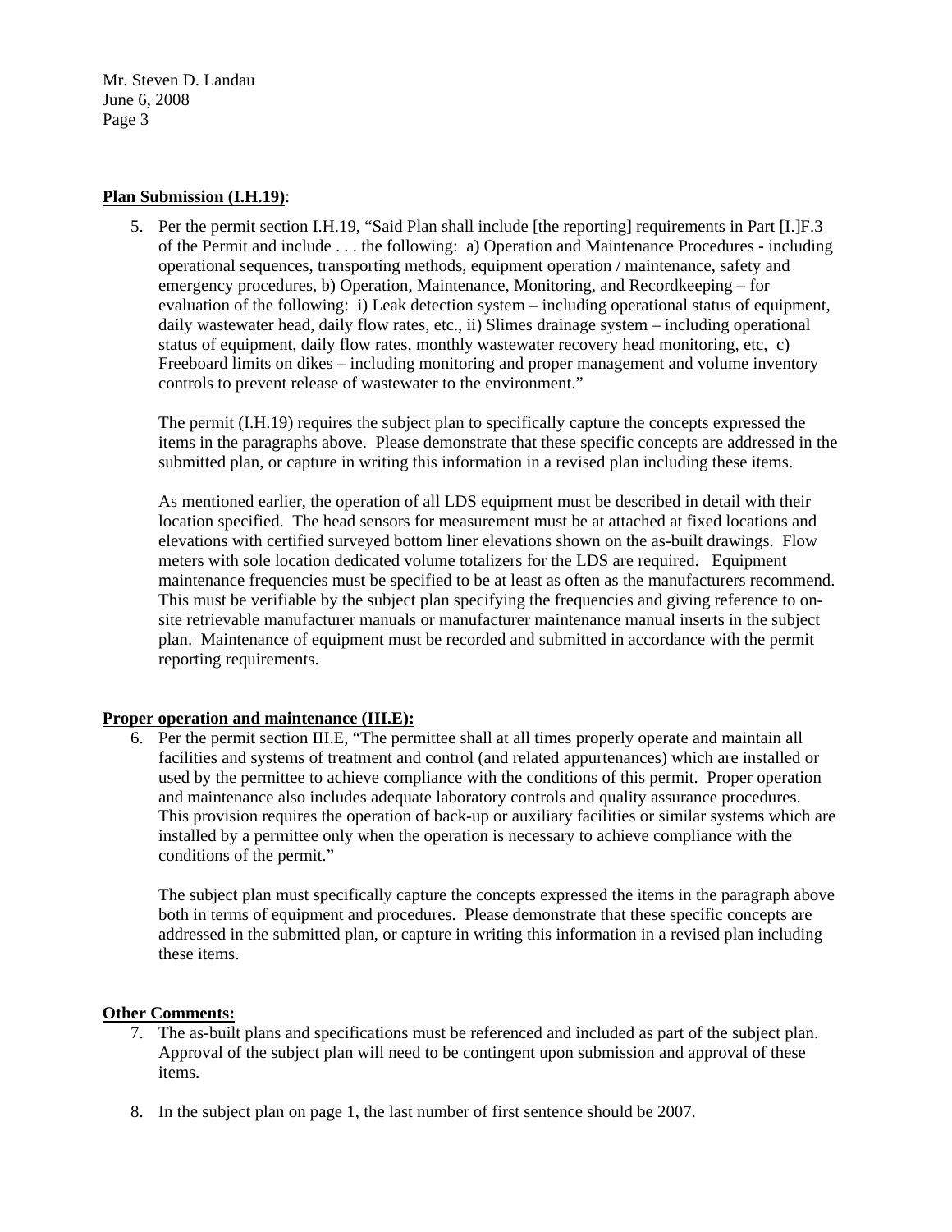**Plan Submission (I.H.19)**:

5. Per the permit section I.H.19, "Said Plan shall include [the reporting] requirements in Part [I.]F.3 of the Permit and include . . . the following: a) Operation and Maintenance Procedures - including operational sequences, transporting methods, equipment operation / maintenance, safety and emergency procedures, b) Operation, Maintenance, Monitoring, and Recordkeeping – for evaluation of the following: i) Leak detection system – including operational status of equipment, daily wastewater head, daily flow rates, etc., ii) Slimes drainage system – including operational status of equipment, daily flow rates, monthly wastewater recovery head monitoring, etc, c) Freeboard limits on dikes – including monitoring and proper management and volume inventory controls to prevent release of wastewater to the environment."

   The permit (I.H.19) requires the subject plan to specifically capture the concepts expressed the items in the paragraphs above. Please demonstrate that these specific concepts are addressed in the submitted plan, or capture in writing this information in a revised plan including these items.

   As mentioned earlier, the operation of all LDS equipment must be described in detail with their location specified. The head sensors for measurement must be at attached at fixed locations and elevations with certified surveyed bottom liner elevations shown on the as-built drawings. Flow meters with sole location dedicated volume totalizers for the LDS are required. Equipment maintenance frequencies must be specified to be at least as often as the manufacturers recommend. This must be verifiable by the subject plan specifying the frequencies and giving reference to on-site retrievable manufacturer manuals or manufacturer maintenance manual inserts in the subject plan. Maintenance of equipment must be recorded and submitted in accordance with the permit reporting requirements.

**Proper operation and maintenance (III.E):**

6. Per the permit section III.E, "The permittee shall at all times properly operate and maintain all facilities and systems of treatment and control (and related appurtenances) which are installed or used by the permittee to achieve compliance with the conditions of this permit. Proper operation and maintenance also includes adequate laboratory controls and quality assurance procedures. This provision requires the operation of back-up or auxiliary facilities or similar systems which are installed by a permittee only when the operation is necessary to achieve compliance with the conditions of the permit."

   The subject plan must specifically capture the concepts expressed the items in the paragraph above both in terms of equipment and procedures. Please demonstrate that these specific concepts are addressed in the submitted plan, or capture in writing this information in a revised plan including these items.

**Other Comments:**

7. The as-built plans and specifications must be referenced and included as part of the subject plan. Approval of the subject plan will need to be contingent upon submission and approval of these items.

8. In the subject plan on page 1, the last number of first sentence should be 2007.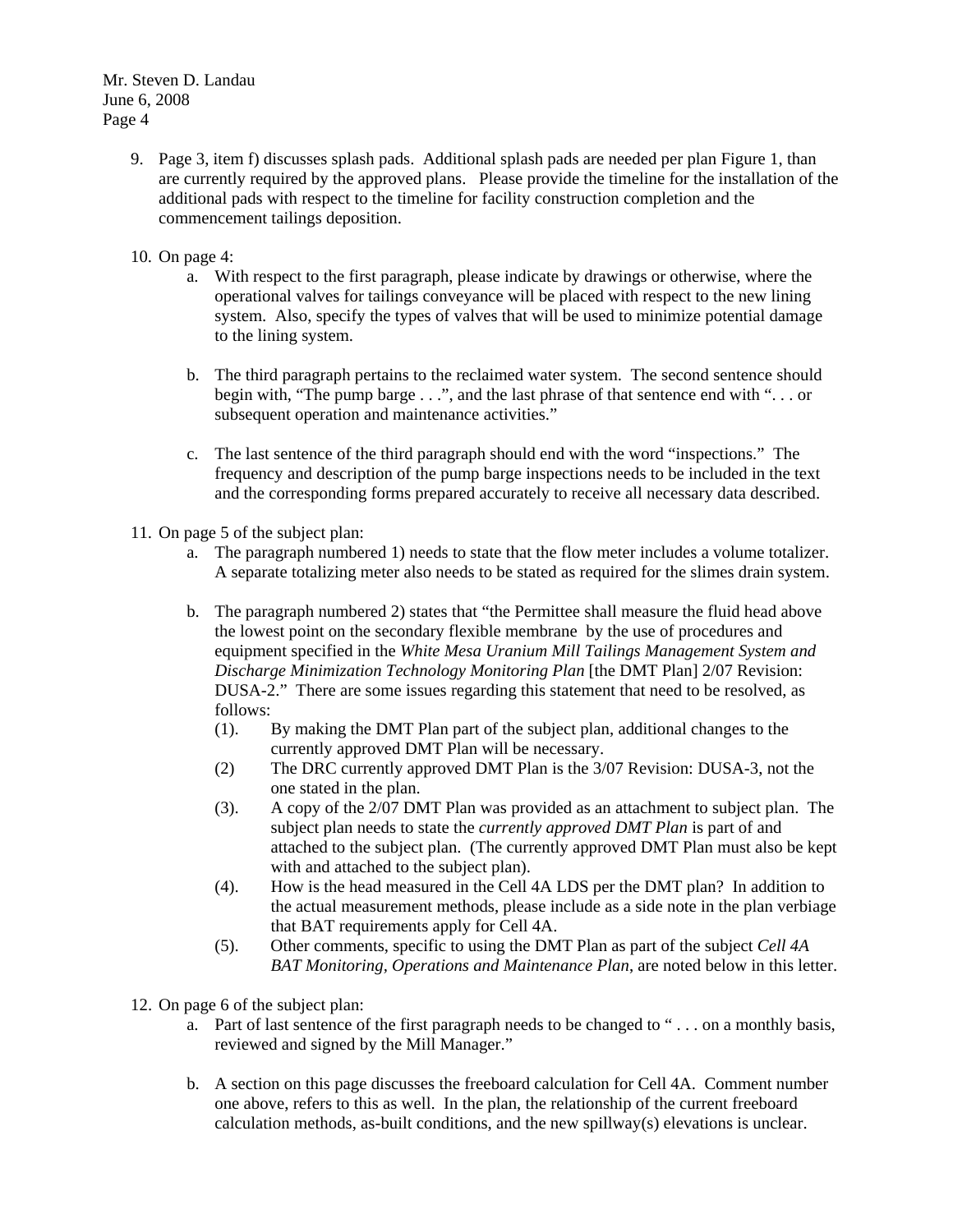9. Page 3, item f) discusses splash pads. Additional splash pads are needed per plan Figure 1, than are currently required by the approved plans. Please provide the timeline for the installation of the additional pads with respect to the timeline for facility construction completion and the commencement tailings deposition.

10. On page 4:
    a. With respect to the first paragraph, please indicate by drawings or otherwise, where the operational valves for tailings conveyance will be placed with respect to the new lining system. Also, specify the types of valves that will be used to minimize potential damage to the lining system.

    b. The third paragraph pertains to the reclaimed water system. The second sentence should begin with, "The pump barge . . .", and the last phrase of that sentence end with ". . . or subsequent operation and maintenance activities."

    c. The last sentence of the third paragraph should end with the word "inspections." The frequency and description of the pump barge inspections needs to be included in the text and the corresponding forms prepared accurately to receive all necessary data described.

11. On page 5 of the subject plan:
    a. The paragraph numbered 1) needs to state that the flow meter includes a volume totalizer. A separate totalizing meter also needs to be stated as required for the slimes drain system.

    b. The paragraph numbered 2) states that "the Permittee shall measure the fluid head above the lowest point on the secondary flexible membrane by the use of procedures and equipment specified in the *White Mesa Uranium Mill Tailings Management System and Discharge Minimization Technology Monitoring Plan* [the DMT Plan] 2/07 Revision: DUSA-2." There are some issues regarding this statement that need to be resolved, as follows:
       (1). By making the DMT Plan part of the subject plan, additional changes to the currently approved DMT Plan will be necessary.
       (2) The DRC currently approved DMT Plan is the 3/07 Revision: DUSA-3, not the one stated in the plan.
       (3). A copy of the 2/07 DMT Plan was provided as an attachment to subject plan. The subject plan needs to state the *currently approved DMT Plan* is part of and attached to the subject plan. (The currently approved DMT Plan must also be kept with and attached to the subject plan).
       (4). How is the head measured in the Cell 4A LDS per the DMT plan? In addition to the actual measurement methods, please include as a side note in the plan verbiage that BAT requirements apply for Cell 4A.
       (5). Other comments, specific to using the DMT Plan as part of the subject *Cell 4A BAT Monitoring, Operations and Maintenance Plan*, are noted below in this letter.

12. On page 6 of the subject plan:
    a. Part of last sentence of the first paragraph needs to be changed to " . . . on a monthly basis, reviewed and signed by the Mill Manager."

    b. A section on this page discusses the freeboard calculation for Cell 4A. Comment number one above, refers to this as well. In the plan, the relationship of the current freeboard calculation methods, as-built conditions, and the new spillway(s) elevations is unclear.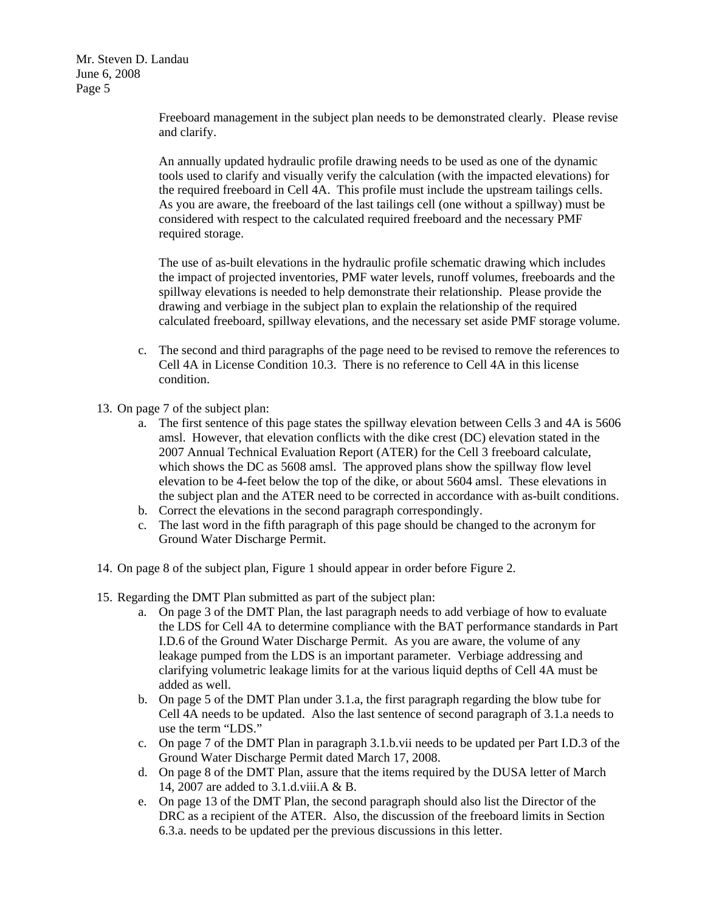Freeboard management in the subject plan needs to be demonstrated clearly. Please revise and clarify.

An annually updated hydraulic profile drawing needs to be used as one of the dynamic tools used to clarify and visually verify the calculation (with the impacted elevations) for the required freeboard in Cell 4A. This profile must include the upstream tailings cells. As you are aware, the freeboard of the last tailings cell (one without a spillway) must be considered with respect to the calculated required freeboard and the necessary PMF required storage.

The use of as-built elevations in the hydraulic profile schematic drawing which includes the impact of projected inventories, PMF water levels, runoff volumes, freeboards and the spillway elevations is needed to help demonstrate their relationship. Please provide the drawing and verbiage in the subject plan to explain the relationship of the required calculated freeboard, spillway elevations, and the necessary set aside PMF storage volume.

c. The second and third paragraphs of the page need to be revised to remove the references to Cell 4A in License Condition 10.3. There is no reference to Cell 4A in this license condition.

13. On page 7 of the subject plan:
    a. The first sentence of this page states the spillway elevation between Cells 3 and 4A is 5606 amsl. However, that elevation conflicts with the dike crest (DC) elevation stated in the 2007 Annual Technical Evaluation Report (ATER) for the Cell 3 freeboard calculate, which shows the DC as 5608 amsl. The approved plans show the spillway flow level elevation to be 4-feet below the top of the dike, or about 5604 amsl. These elevations in the subject plan and the ATER need to be corrected in accordance with as-built conditions.
    b. Correct the elevations in the second paragraph correspondingly.
    c. The last word in the fifth paragraph of this page should be changed to the acronym for Ground Water Discharge Permit.

14. On page 8 of the subject plan, Figure 1 should appear in order before Figure 2.

15. Regarding the DMT Plan submitted as part of the subject plan:
    a. On page 3 of the DMT Plan, the last paragraph needs to add verbiage of how to evaluate the LDS for Cell 4A to determine compliance with the BAT performance standards in Part I.D.6 of the Ground Water Discharge Permit. As you are aware, the volume of any leakage pumped from the LDS is an important parameter. Verbiage addressing and clarifying volumetric leakage limits for at the various liquid depths of Cell 4A must be added as well.
    b. On page 5 of the DMT Plan under 3.1.a, the first paragraph regarding the blow tube for Cell 4A needs to be updated. Also the last sentence of second paragraph of 3.1.a needs to use the term "LDS."
    c. On page 7 of the DMT Plan in paragraph 3.1.b.vii needs to be updated per Part I.D.3 of the Ground Water Discharge Permit dated March 17, 2008.
    d. On page 8 of the DMT Plan, assure that the items required by the DUSA letter of March 14, 2007 are added to 3.1.d.viii.A & B.
    e. On page 13 of the DMT Plan, the second paragraph should also list the Director of the DRC as a recipient of the ATER. Also, the discussion of the freeboard limits in Section 6.3.a. needs to be updated per the previous discussions in this letter.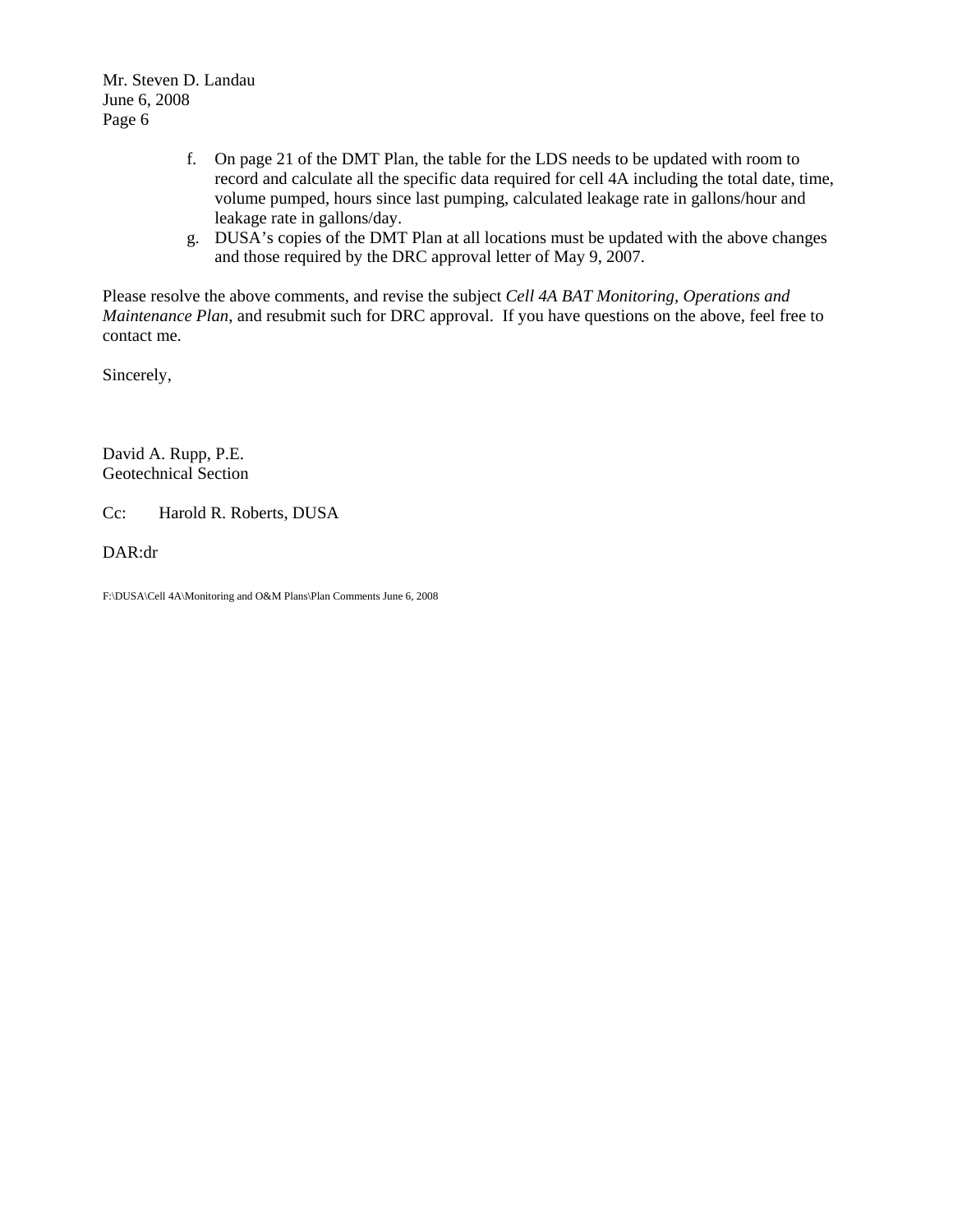f. On page 21 of the DMT Plan, the table for the LDS needs to be updated with room to record and calculate all the specific data required for cell 4A including the total date, time, volume pumped, hours since last pumping, calculated leakage rate in gallons/hour and leakage rate in gallons/day.
g. DUSA's copies of the DMT Plan at all locations must be updated with the above changes and those required by the DRC approval letter of May 9, 2007.

Please resolve the above comments, and revise the subject *Cell 4A BAT Monitoring, Operations and Maintenance Plan*, and resubmit such for DRC approval. If you have questions on the above, feel free to contact me.

Sincerely,

David A. Rupp, P.E.
Geotechnical Section

Cc: Harold R. Roberts, DUSA

DAR:dr

F:\DUSA\Cell 4A\Monitoring and O&M Plans\Plan Comments June 6, 2008